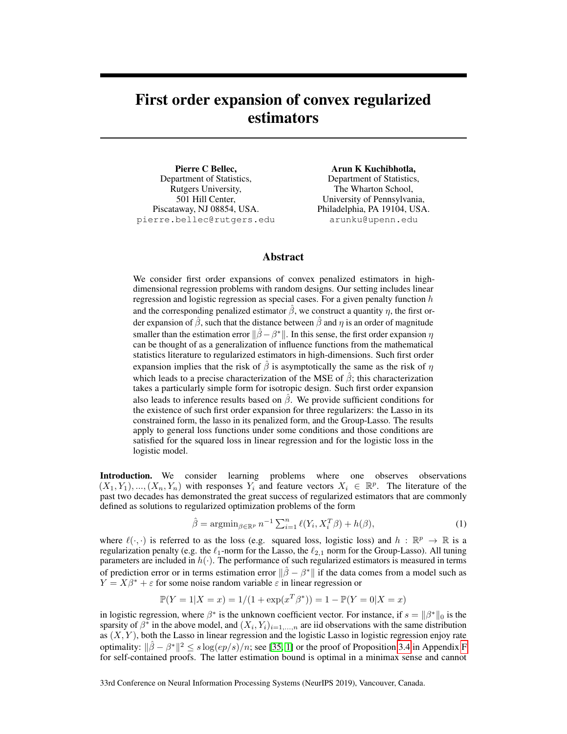# First order expansion of convex regularized estimators

**Pierre C Bellec,**
Department of Statistics,
Rutgers University,
501 Hill Center,
Piscataway, NJ 08854, USA.
pierre.bellec@rutgers.edu

**Arun K Kuchibhotla,**
Department of Statistics,
The Wharton School,
University of Pennsylvania,
Philadelphia, PA 19104, USA.
arunku@upenn.edu

## Abstract

We consider first order expansions of convex penalized estimators in high-dimensional regression problems with random designs. Our setting includes linear regression and logistic regression as special cases. For a given penalty function $h$ and the corresponding penalized estimator $\hat\beta$, we construct a quantity $\eta$, the first order expansion of $\hat\beta$, such that the distance between $\hat\beta$ and $\eta$ is an order of magnitude smaller than the estimation error $\|\hat\beta - \beta^*\|$. In this sense, the first order expansion $\eta$ can be thought of as a generalization of influence functions from the mathematical statistics literature to regularized estimators in high-dimensions. Such first order expansion implies that the risk of $\hat\beta$ is asymptotically the same as the risk of $\eta$ which leads to a precise characterization of the MSE of $\hat\beta$; this characterization takes a particularly simple form for isotropic design. Such first order expansion also leads to inference results based on $\hat\beta$. We provide sufficient conditions for the existence of such first order expansion for three regularizers: the Lasso in its constrained form, the lasso in its penalized form, and the Group-Lasso. The results apply to general loss functions under some conditions and those conditions are satisfied for the squared loss in linear regression and for the logistic loss in the logistic model.

**Introduction.** We consider learning problems where one observes observations $(X_1, Y_1), ..., (X_n, Y_n)$ with responses $Y_i$ and feature vectors $X_i \in \mathbb{R}^p$. The literature of the past two decades has demonstrated the great success of regularized estimators that are commonly defined as solutions to regularized optimization problems of the form

$$\hat\beta = \operatorname{argmin}_{\beta\in\mathbb{R}^p} n^{-1} \sum_{i=1}^n \ell(Y_i, X_i^T\beta) + h(\beta), \tag{1}$$

where $\ell(\cdot,\cdot)$ is referred to as the loss (e.g. squared loss, logistic loss) and $h : \mathbb{R}^p \to \mathbb{R}$ is a regularization penalty (e.g. the $\ell_1$-norm for the Lasso, the $\ell_{2,1}$ norm for the Group-Lasso). All tuning parameters are included in $h(\cdot)$. The performance of such regularized estimators is measured in terms of prediction error or in terms estimation error $\|\hat\beta - \beta^*\|$ if the data comes from a model such as $Y = X\beta^* + \varepsilon$ for some noise random variable $\varepsilon$ in linear regression or

$$\mathbb{P}(Y = 1|X = x) = 1/(1 + \exp(x^T\beta^*)) = 1 - \mathbb{P}(Y = 0|X = x)$$

in logistic regression, where $\beta^*$ is the unknown coefficient vector. For instance, if $s = \|\beta^*\|_0$ is the sparsity of $\beta^*$ in the above model, and $(X_i, Y_i)_{i=1,...,n}$ are iid observations with the same distribution as $(X, Y)$, both the Lasso in linear regression and the logistic Lasso in logistic regression enjoy rate optimality: $\|\hat\beta - \beta^*\|^2 \le s\log(ep/s)/n$; see [35, 1] or the proof of Proposition 3.4 in Appendix F for self-contained proofs. The latter estimation bound is optimal in a minimax sense and cannot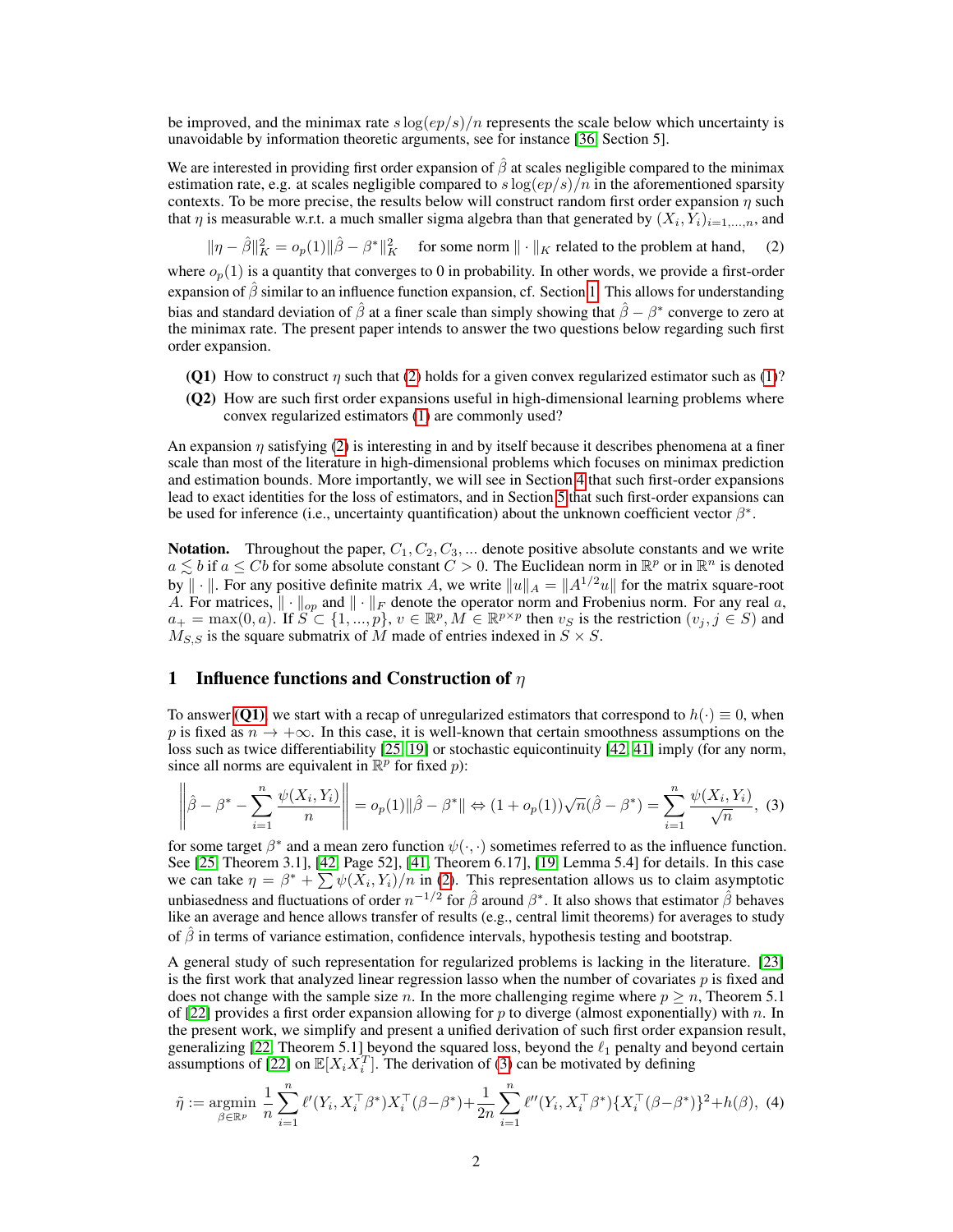be improved, and the minimax rate $s\log(ep/s)/n$ represents the scale below which uncertainty is unavoidable by information theoretic arguments, see for instance [36, Section 5].

We are interested in providing first order expansion of $\hat\beta$ at scales negligible compared to the minimax estimation rate, e.g. at scales negligible compared to $s\log(ep/s)/n$ in the aforementioned sparsity contexts. To be more precise, the results below will construct random first order expansion $\eta$ such that $\eta$ is measurable w.r.t. a much smaller sigma algebra than that generated by $(X_i, Y_i)_{i=1,...,n}$, and

$$\|\eta - \hat\beta\|_K^2 = o_p(1)\|\hat\beta - \beta^*\|_K^2 \quad \text{for some norm } \|\cdot\|_K \text{ related to the problem at hand,} \tag{2}$$

where $o_p(1)$ is a quantity that converges to 0 in probability. In other words, we provide a first-order expansion of $\hat\beta$ similar to an influence function expansion, cf. Section 1. This allows for understanding bias and standard deviation of $\hat\beta$ at a finer scale than simply showing that $\hat\beta - \beta^*$ converge to zero at the minimax rate. The present paper intends to answer the two questions below regarding such first order expansion.

- **(Q1)** How to construct $\eta$ such that (2) holds for a given convex regularized estimator such as (1)?
- **(Q2)** How are such first order expansions useful in high-dimensional learning problems where convex regularized estimators (1) are commonly used?

An expansion $\eta$ satisfying (2) is interesting in and by itself because it describes phenomena at a finer scale than most of the literature in high-dimensional problems which focuses on minimax prediction and estimation bounds. More importantly, we will see in Section 4 that such first-order expansions lead to exact identities for the loss of estimators, and in Section 5 that such first-order expansions can be used for inference (i.e., uncertainty quantification) about the unknown coefficient vector $\beta^*$.

**Notation.** Throughout the paper, $C_1, C_2, C_3, \ldots$ denote positive absolute constants and we write $a \lesssim b$ if $a \le Cb$ for some absolute constant $C > 0$. The Euclidean norm in $\mathbb{R}^p$ or in $\mathbb{R}^n$ is denoted by $\|\cdot\|$. For any positive definite matrix $A$, we write $\|u\|_A = \|A^{1/2}u\|$ for the matrix square-root $A$. For matrices, $\|\cdot\|_{op}$ and $\|\cdot\|_F$ denote the operator norm and Frobenius norm. For any real $a$, $a_+ = \max(0, a)$. If $S \subset \{1, ..., p\}$, $v \in \mathbb{R}^p$, $M \in \mathbb{R}^{p\times p}$ then $v_S$ is the restriction $(v_j, j \in S)$ and $M_{S,S}$ is the square submatrix of $M$ made of entries indexed in $S \times S$.

## 1 Influence functions and Construction of $\eta$

To answer **(Q1)**, we start with a recap of unregularized estimators that correspond to $h(\cdot) \equiv 0$, when $p$ is fixed as $n \to +\infty$. In this case, it is well-known that certain smoothness assumptions on the loss such as twice differentiability [25, 19] or stochastic equicontinuity [42, 41] imply (for any norm, since all norms are equivalent in $\mathbb{R}^p$ for fixed $p$):

$$\left\|\hat\beta - \beta^* - \sum_{i=1}^n \frac{\psi(X_i, Y_i)}{n}\right\| = o_p(1)\|\hat\beta - \beta^*\| \Leftrightarrow (1 + o_p(1))\sqrt{n}(\hat\beta - \beta^*) = \sum_{i=1}^n \frac{\psi(X_i, Y_i)}{\sqrt{n}}, \tag{3}$$

for some target $\beta^*$ and a mean zero function $\psi(\cdot,\cdot)$ sometimes referred to as the influence function. See [25, Theorem 3.1], [42, Page 52], [41, Theorem 6.17], [19, Lemma 5.4] for details. In this case we can take $\eta = \beta^* + \sum \psi(X_i, Y_i)/n$ in (2). This representation allows us to claim asymptotic unbiasedness and fluctuations of order $n^{-1/2}$ for $\hat\beta$ around $\beta^*$. It also shows that estimator $\hat\beta$ behaves like an average and hence allows transfer of results (e.g., central limit theorems) for averages to study of $\hat\beta$ in terms of variance estimation, confidence intervals, hypothesis testing and bootstrap.

A general study of such representation for regularized problems is lacking in the literature. [23] is the first work that analyzed linear regression lasso when the number of covariates $p$ is fixed and does not change with the sample size $n$. In the more challenging regime where $p \ge n$, Theorem 5.1 of [22] provides a first order expansion allowing for $p$ to diverge (almost exponentially) with $n$. In the present work, we simplify and present a unified derivation of such first order expansion result, generalizing [22, Theorem 5.1] beyond the squared loss, beyond the $\ell_1$ penalty and beyond certain assumptions of [22] on $\mathbb{E}[X_iX_i^T]$. The derivation of (3) can be motivated by defining

$$\tilde\eta := \operatorname*{argmin}_{\beta\in\mathbb{R}^p} \frac{1}{n}\sum_{i=1}^n \ell'(Y_i, X_i^\top\beta^*)X_i^\top(\beta-\beta^*) + \frac{1}{2n}\sum_{i=1}^n \ell''(Y_i, X_i^\top\beta^*)\{X_i^\top(\beta-\beta^*)\}^2 + h(\beta), \tag{4}$$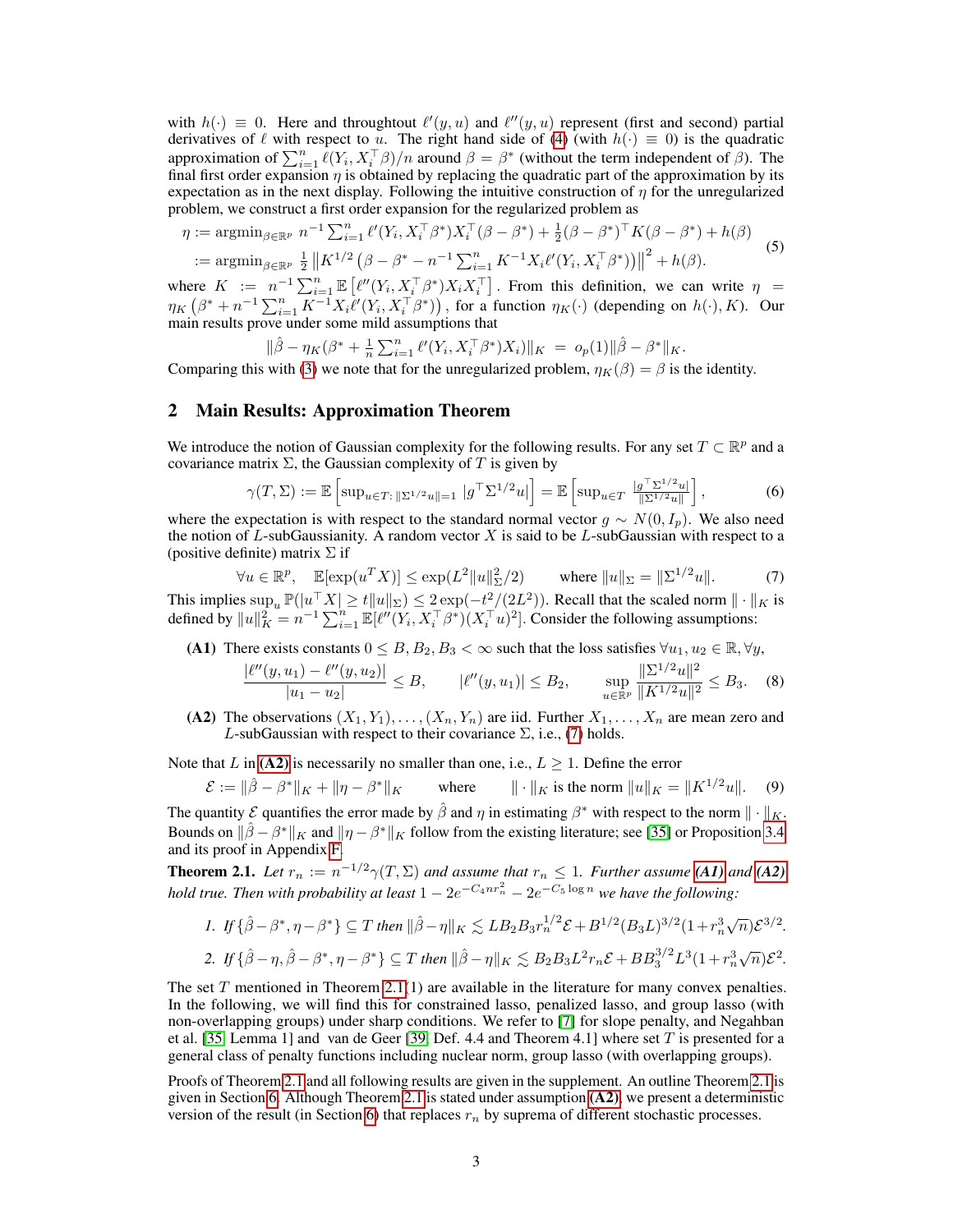with $h(\cdot) \equiv 0$. Here and throughtout $\ell'(y, u)$ and $\ell''(y, u)$ represent (first and second) partial derivatives of $\ell$ with respect to $u$. The right hand side of (4) (with $h(\cdot) \equiv 0$) is the quadratic approximation of $\sum_{i=1}^n \ell(Y_i, X_i^\top \beta)/n$ around $\beta = \beta^*$ (without the term independent of $\beta$). The final first order expansion $\eta$ is obtained by replacing the quadratic part of the approximation by its expectation as in the next display. Following the intuitive construction of $\eta$ for the unregularized problem, we construct a first order expansion for the regularized problem as

$$
\begin{aligned}
\eta &:= \operatorname{argmin}_{\beta \in \mathbb{R}^p} \; n^{-1} \sum_{i=1}^n \ell'(Y_i, X_i^\top \beta^*) X_i^\top (\beta - \beta^*) + \tfrac{1}{2} (\beta - \beta^*)^\top K (\beta - \beta^*) + h(\beta) \\
&:= \operatorname{argmin}_{\beta \in \mathbb{R}^p} \; \tfrac{1}{2} \left\| K^{1/2} \left( \beta - \beta^* - n^{-1} \textstyle\sum_{i=1}^n K^{-1} X_i \ell'(Y_i, X_i^\top \beta^*) \right) \right\|^2 + h(\beta).
\end{aligned}
\tag{5}
$$

where $K := n^{-1} \sum_{i=1}^n \mathbb{E}\left[\ell''(Y_i, X_i^\top \beta^*) X_i X_i^\top\right]$. From this definition, we can write $\eta = \eta_K\left(\beta^* + n^{-1} \sum_{i=1}^n K^{-1} X_i \ell'(Y_i, X_i^\top \beta^*)\right)$, for a function $\eta_K(\cdot)$ (depending on $h(\cdot), K$). Our main results prove under some mild assumptions that

$$
\|\hat{\beta} - \eta_K(\beta^* + \tfrac{1}{n} \textstyle\sum_{i=1}^n \ell'(Y_i, X_i^\top \beta^*) X_i)\|_K \;=\; o_p(1) \|\hat{\beta} - \beta^*\|_K.
$$

Comparing this with (3) we note that for the unregularized problem, $\eta_K(\beta) = \beta$ is the identity.

## 2 Main Results: Approximation Theorem

We introduce the notion of Gaussian complexity for the following results. For any set $T \subset \mathbb{R}^p$ and a covariance matrix $\Sigma$, the Gaussian complexity of $T$ is given by

$$
\gamma(T, \Sigma) := \mathbb{E}\left[\sup_{u \in T:\, \|\Sigma^{1/2} u\| = 1} |g^\top \Sigma^{1/2} u|\right] = \mathbb{E}\left[\sup_{u \in T} \frac{|g^\top \Sigma^{1/2} u|}{\|\Sigma^{1/2} u\|}\right],
\tag{6}
$$

where the expectation is with respect to the standard normal vector $g \sim N(0, I_p)$. We also need the notion of $L$-subGaussianity. A random vector $X$ is said to be $L$-subGaussian with respect to a (positive definite) matrix $\Sigma$ if

$$
\forall u \in \mathbb{R}^p, \quad \mathbb{E}[\exp(u^T X)] \le \exp(L^2 \|u\|_\Sigma^2 / 2) \qquad \text{where } \|u\|_\Sigma = \|\Sigma^{1/2} u\|.
\tag{7}
$$

This implies $\sup_u \mathbb{P}(|u^\top X| \ge t \|u\|_\Sigma) \le 2 \exp(-t^2/(2L^2))$. Recall that the scaled norm $\|\cdot\|_K$ is defined by $\|u\|_K^2 = n^{-1} \sum_{i=1}^n \mathbb{E}[\ell''(Y_i, X_i^\top \beta^*)(X_i^\top u)^2]$. Consider the following assumptions:

- **(A1)** There exists constants $0 \le B, B_2, B_3 < \infty$ such that the loss satisfies $\forall u_1, u_2 \in \mathbb{R}, \forall y$,
$$
\frac{|\ell''(y, u_1) - \ell''(y, u_2)|}{|u_1 - u_2|} \le B, \qquad |\ell''(y, u_1)| \le B_2, \qquad \sup_{u \in \mathbb{R}^p} \frac{\|\Sigma^{1/2} u\|^2}{\|K^{1/2} u\|^2} \le B_3.
\tag{8}
$$

- **(A2)** The observations $(X_1, Y_1), \ldots, (X_n, Y_n)$ are iid. Further $X_1, \ldots, X_n$ are mean zero and $L$-subGaussian with respect to their covariance $\Sigma$, i.e., (7) holds.

Note that $L$ in **(A2)** is necessarily no smaller than one, i.e., $L \ge 1$. Define the error

$$
\mathcal{E} := \|\hat{\beta} - \beta^*\|_K + \|\eta - \beta^*\|_K \qquad \text{where} \qquad \|\cdot\|_K \text{ is the norm } \|u\|_K = \|K^{1/2} u\|.
\tag{9}
$$

The quantity $\mathcal{E}$ quantifies the error made by $\hat{\beta}$ and $\eta$ in estimating $\beta^*$ with respect to the norm $\|\cdot\|_K$. Bounds on $\|\hat{\beta} - \beta^*\|_K$ and $\|\eta - \beta^*\|_K$ follow from the existing literature; see [35] or Proposition 3.4 and its proof in Appendix F.

**Theorem 2.1.** *Let $r_n := n^{-1/2} \gamma(T, \Sigma)$ and assume that $r_n \le 1$. Further assume **(A1)** and **(A2)** hold true. Then with probability at least $1 - 2e^{-C_4 n r_n^2} - 2e^{-C_5 \log n}$ we have the following:*

1. *If $\{\hat{\beta} - \beta^*, \eta - \beta^*\} \subseteq T$ then $\|\hat{\beta} - \eta\|_K \lesssim L B_2 B_3 r_n^{1/2} \mathcal{E} + B^{1/2} (B_3 L)^{3/2} (1 + r_n^3 \sqrt{n}) \mathcal{E}^{3/2}$.*
2. *If $\{\hat{\beta} - \eta, \hat{\beta} - \beta^*, \eta - \beta^*\} \subseteq T$ then $\|\hat{\beta} - \eta\|_K \lesssim B_2 B_3 L^2 r_n \mathcal{E} + B B_3^{3/2} L^3 (1 + r_n^3 \sqrt{n}) \mathcal{E}^2$.*

The set $T$ mentioned in Theorem 2.1(1) are available in the literature for many convex penalties. In the following, we will find this for constrained lasso, penalized lasso, and group lasso (with non-overlapping groups) under sharp conditions. We refer to [7] for slope penalty, and Negahban et al. [35, Lemma 1] and van de Geer [39, Def. 4.4 and Theorem 4.1] where set $T$ is presented for a general class of penalty functions including nuclear norm, group lasso (with overlapping groups).

Proofs of Theorem 2.1 and all following results are given in the supplement. An outline Theorem 2.1 is given in Section 6. Although Theorem 2.1 is stated under assumption **(A2)**, we present a deterministic version of the result (in Section 6) that replaces $r_n$ by suprema of different stochastic processes.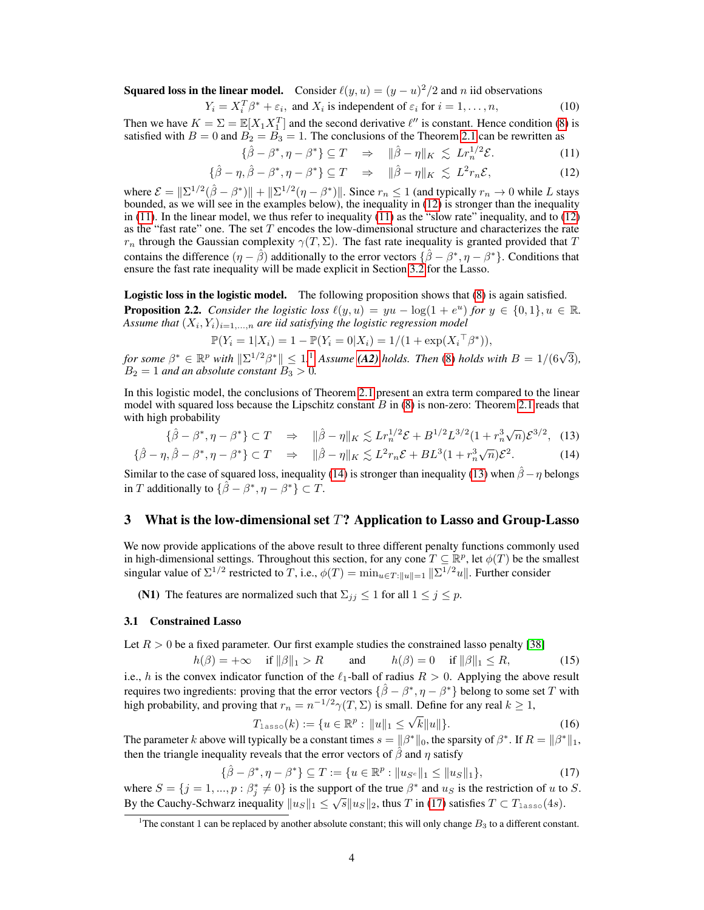**Squared loss in the linear model.** Consider $\ell(y,u) = (y-u)^2/2$ and $n$ iid observations

$$Y_i = X_i^T \beta^* + \varepsilon_i, \text{ and } X_i \text{ is independent of } \varepsilon_i \text{ for } i = 1, \ldots, n, \tag{10}$$

Then we have $K = \Sigma = \mathbb{E}[X_1 X_1^T]$ and the second derivative $\ell''$ is constant. Hence condition (8) is satisfied with $B = 0$ and $B_2 = B_3 = 1$. The conclusions of the Theorem 2.1 can be rewritten as

$$\{\hat\beta - \beta^*, \eta - \beta^*\} \subseteq T \quad \Rightarrow \quad \|\hat\beta - \eta\|_K \lesssim L r_n^{1/2} \mathcal{E}. \tag{11}$$

$$\{\hat\beta - \eta, \hat\beta - \beta^*, \eta - \beta^*\} \subseteq T \quad \Rightarrow \quad \|\hat\beta - \eta\|_K \lesssim L^2 r_n \mathcal{E}, \tag{12}$$

where $\mathcal{E} = \|\Sigma^{1/2}(\hat\beta - \beta^*)\| + \|\Sigma^{1/2}(\eta - \beta^*)\|$. Since $r_n \le 1$ (and typically $r_n \to 0$ while $L$ stays bounded, as we will see in the examples below), the inequality in (12) is stronger than the inequality in (11). In the linear model, we thus refer to inequality (11) as the "slow rate" inequality, and to (12) as the "fast rate" one. The set $T$ encodes the low-dimensional structure and characterizes the rate $r_n$ through the Gaussian complexity $\gamma(T, \Sigma)$. The fast rate inequality is granted provided that $T$ contains the difference $(\eta - \hat\beta)$ additionally to the error vectors $\{\hat\beta - \beta^*, \eta - \beta^*\}$. Conditions that ensure the fast rate inequality will be made explicit in Section 3.2 for the Lasso.

**Logistic loss in the logistic model.** The following proposition shows that (8) is again satisfied.

**Proposition 2.2.** *Consider the logistic loss $\ell(y,u) = yu - \log(1 + e^u)$ for $y \in \{0,1\}, u \in \mathbb{R}$. Assume that $(X_i, Y_i)_{i=1,\ldots,n}$ are iid satisfying the logistic regression model*

$$\mathbb{P}(Y_i = 1 | X_i) = 1 - \mathbb{P}(Y_i = 0 | X_i) = 1/(1 + \exp(X_i^\top \beta^*)),$$

*for some $\beta^* \in \mathbb{R}^p$ with $\|\Sigma^{1/2}\beta^*\| \le 1$.*[1] *Assume **(A2)** holds. Then (8) holds with $B = 1/(6\sqrt{3})$, $B_2 = 1$ and an absolute constant $B_3 > 0$.*

In this logistic model, the conclusions of Theorem 2.1 present an extra term compared to the linear model with squared loss because the Lipschitz constant $B$ in (8) is non-zero: Theorem 2.1 reads that with high probability

$$\{\hat\beta - \beta^*, \eta - \beta^*\} \subset T \quad \Rightarrow \quad \|\hat\beta - \eta\|_K \lesssim L r_n^{1/2} \mathcal{E} + B^{1/2} L^{3/2} (1 + r_n^3 \sqrt{n}) \mathcal{E}^{3/2}, \tag{13}$$

$$\{\hat\beta - \eta, \hat\beta - \beta^*, \eta - \beta^*\} \subset T \quad \Rightarrow \quad \|\hat\beta - \eta\|_K \lesssim L^2 r_n \mathcal{E} + B L^3 (1 + r_n^3 \sqrt{n}) \mathcal{E}^2. \tag{14}$$

Similar to the case of squared loss, inequality (14) is stronger than inequality (13) when $\hat\beta - \eta$ belongs in $T$ additionally to $\{\hat\beta - \beta^*, \eta - \beta^*\} \subset T$.

## 3 What is the low-dimensional set $T$? Application to Lasso and Group-Lasso

We now provide applications of the above result to three different penalty functions commonly used in high-dimensional settings. Throughout this section, for any cone $T \subseteq \mathbb{R}^p$, let $\phi(T)$ be the smallest singular value of $\Sigma^{1/2}$ restricted to $T$, i.e., $\phi(T) = \min_{u \in T: \|u\| = 1} \|\Sigma^{1/2} u\|$. Further consider

**(N1)** The features are normalized such that $\Sigma_{jj} \le 1$ for all $1 \le j \le p$.

### 3.1 Constrained Lasso

Let $R > 0$ be a fixed parameter. Our first example studies the constrained lasso penalty [38]

$$h(\beta) = +\infty \quad \text{if } \|\beta\|_1 > R \qquad \text{and} \qquad h(\beta) = 0 \quad \text{if } \|\beta\|_1 \le R, \tag{15}$$

i.e., $h$ is the convex indicator function of the $\ell_1$-ball of radius $R > 0$. Applying the above result requires two ingredients: proving that the error vectors $\{\hat\beta - \beta^*, \eta - \beta^*\}$ belong to some set $T$ with high probability, and proving that $r_n = n^{-1/2}\gamma(T, \Sigma)$ is small. Define for any real $k \ge 1$,

$$T_{\texttt{lasso}}(k) := \{u \in \mathbb{R}^p : \|u\|_1 \le \sqrt{k}\|u\|\}. \tag{16}$$

The parameter $k$ above will typically be a constant times $s = \|\beta^*\|_0$, the sparsity of $\beta^*$. If $R = \|\beta^*\|_1$, then the triangle inequality reveals that the error vectors of $\hat\beta$ and $\eta$ satisfy

$$\{\hat\beta - \beta^*, \eta - \beta^*\} \subseteq T := \{u \in \mathbb{R}^p : \|u_{S^c}\|_1 \le \|u_S\|_1\}, \tag{17}$$

where $S = \{j = 1, ..., p : \beta_j^* \neq 0\}$ is the support of the true $\beta^*$ and $u_S$ is the restriction of $u$ to $S$. By the Cauchy-Schwarz inequality $\|u_S\|_1 \le \sqrt{s}\|u_S\|_2$, thus $T$ in (17) satisfies $T \subset T_{\texttt{lasso}}(4s)$.

[1] The constant 1 can be replaced by another absolute constant; this will only change $B_3$ to a different constant.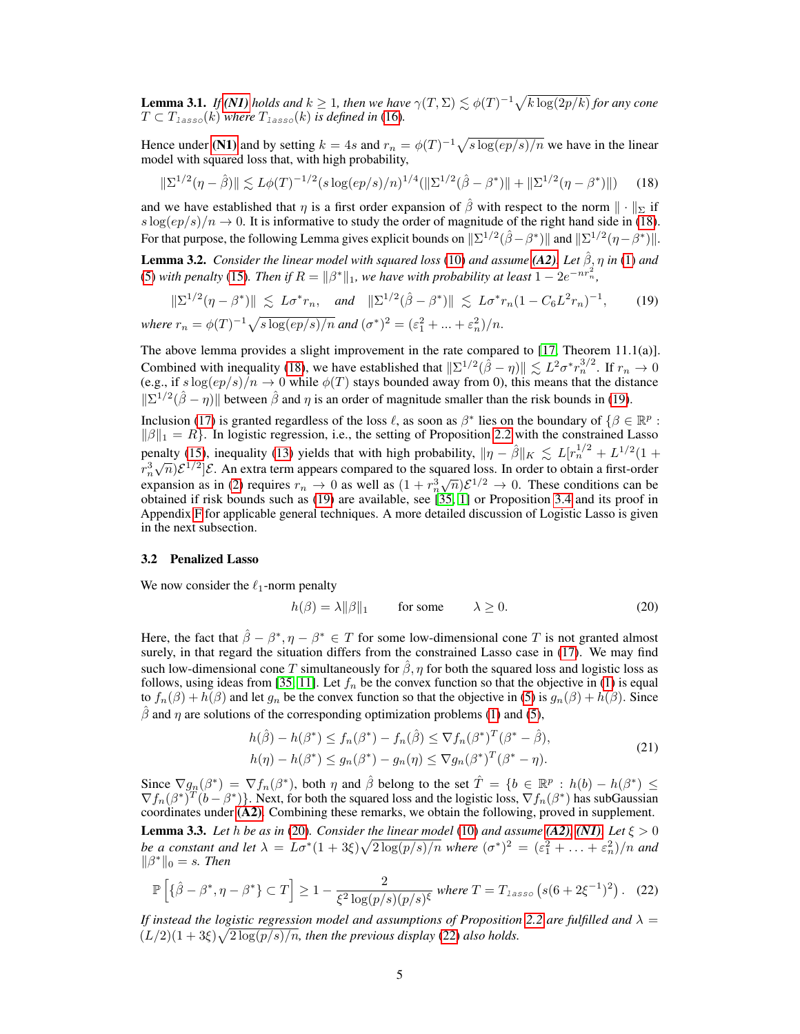**Lemma 3.1.** *If* ***(N1)*** *holds and $k \geq 1$, then we have $\gamma(T, \Sigma) \lesssim \phi(T)^{-1}\sqrt{k \log(2p/k)}$ for any cone $T \subset T_{\texttt{lasso}}(k)$ where $T_{\texttt{lasso}}(k)$ is defined in (16).*

Hence under **(N1)** and by setting $k = 4s$ and $r_n = \phi(T)^{-1}\sqrt{s \log(ep/s)/n}$ we have in the linear model with squared loss that, with high probability,

$$\|\Sigma^{1/2}(\eta - \hat{\beta})\| \lesssim L\phi(T)^{-1/2}(s\log(ep/s)/n)^{1/4}(\|\Sigma^{1/2}(\hat{\beta} - \beta^*)\| + \|\Sigma^{1/2}(\eta - \beta^*)\|) \tag{18}$$

and we have established that $\eta$ is a first order expansion of $\hat{\beta}$ with respect to the norm $\|\cdot\|_\Sigma$ if $s\log(ep/s)/n \to 0$. It is informative to study the order of magnitude of the right hand side in (18). For that purpose, the following Lemma gives explicit bounds on $\|\Sigma^{1/2}(\hat{\beta} - \beta^*)\|$ and $\|\Sigma^{1/2}(\eta - \beta^*)\|$.

**Lemma 3.2.** *Consider the linear model with squared loss (10) and assume* ***(A2)****. Let $\hat{\beta}, \eta$ in (1) and (5) with penalty (15). Then if $R = \|\beta^*\|_1$, we have with probability at least $1 - 2e^{-nr_n^2}$,*

$$\|\Sigma^{1/2}(\eta - \beta^*)\| \lesssim L\sigma^* r_n, \quad \text{and} \quad \|\Sigma^{1/2}(\hat{\beta} - \beta^*)\| \lesssim L\sigma^* r_n(1 - C_6 L^2 r_n)^{-1}, \tag{19}$$

*where $r_n = \phi(T)^{-1}\sqrt{s\log(ep/s)/n}$ and $(\sigma^*)^2 = (\varepsilon_1^2 + ... + \varepsilon_n^2)/n$.*

The above lemma provides a slight improvement in the rate compared to [17, Theorem 11.1(a)]. Combined with inequality (18), we have established that $\|\Sigma^{1/2}(\hat{\beta} - \eta)\| \lesssim L^2\sigma^* r_n^{3/2}$. If $r_n \to 0$ (e.g., if $s\log(ep/s)/n \to 0$ while $\phi(T)$ stays bounded away from 0), this means that the distance $\|\Sigma^{1/2}(\hat{\beta} - \eta)\|$ between $\hat{\beta}$ and $\eta$ is an order of magnitude smaller than the risk bounds in (19).

Inclusion (17) is granted regardless of the loss $\ell$, as soon as $\beta^*$ lies on the boundary of $\{\beta \in \mathbb{R}^p : \|\beta\|_1 = R\}$. In logistic regression, i.e., the setting of Proposition 2.2 with the constrained Lasso penalty (15), inequality (13) yields that with high probability, $\|\eta - \hat{\beta}\|_K \lesssim L[r_n^{1/2} + L^{1/2}(1 + r_n^3\sqrt{n})\mathcal{E}^{1/2}]\mathcal{E}$. An extra term appears compared to the squared loss. In order to obtain a first-order expansion as in (2) requires $r_n \to 0$ as well as $(1 + r_n^3\sqrt{n})\mathcal{E}^{1/2} \to 0$. These conditions can be obtained if risk bounds such as (19) are available, see [35, 1] or Proposition 3.4 and its proof in Appendix F for applicable general techniques. A more detailed discussion of Logistic Lasso is given in the next subsection.

### 3.2 Penalized Lasso

We now consider the $\ell_1$-norm penalty

$$h(\beta) = \lambda\|\beta\|_1 \qquad \text{for some} \qquad \lambda \geq 0. \tag{20}$$

Here, the fact that $\hat{\beta} - \beta^*, \eta - \beta^* \in T$ for some low-dimensional cone $T$ is not granted almost surely, in that regard the situation differs from the constrained Lasso case in (17). We may find such low-dimensional cone $T$ simultaneously for $\hat{\beta}, \eta$ for both the squared loss and logistic loss as follows, using ideas from [35, 11]. Let $f_n$ be the convex function so that the objective in (1) is equal to $f_n(\beta) + h(\beta)$ and let $g_n$ be the convex function so that the objective in (5) is $g_n(\beta) + h(\beta)$. Since $\hat{\beta}$ and $\eta$ are solutions of the corresponding optimization problems (1) and (5),

$$\begin{aligned} h(\hat{\beta}) - h(\beta^*) &\leq f_n(\beta^*) - f_n(\hat{\beta}) \leq \nabla f_n(\beta^*)^T(\beta^* - \hat{\beta}), \\ h(\eta) - h(\beta^*) &\leq g_n(\beta^*) - g_n(\eta) \leq \nabla g_n(\beta^*)^T(\beta^* - \eta). \end{aligned} \tag{21}$$

Since $\nabla g_n(\beta^*) = \nabla f_n(\beta^*)$, both $\eta$ and $\hat{\beta}$ belong to the set $\hat{T} = \{b \in \mathbb{R}^p : h(b) - h(\beta^*) \leq \nabla f_n(\beta^*)^T(b - \beta^*)\}$. Next, for both the squared loss and the logistic loss, $\nabla f_n(\beta^*)$ has subGaussian coordinates under **(A2)**. Combining these remarks, we obtain the following, proved in supplement.

**Lemma 3.3.** *Let $h$ be as in (20). Consider the linear model (10) and assume* ***(A2)****,* ***(N1)****. Let $\xi > 0$ be a constant and let $\lambda = L\sigma^*(1 + 3\xi)\sqrt{2\log(p/s)/n}$ where $(\sigma^*)^2 = (\varepsilon_1^2 + \ldots + \varepsilon_n^2)/n$ and $\|\beta^*\|_0 = s$. Then*

$$\mathbb{P}\left[\{\hat{\beta} - \beta^*, \eta - \beta^*\} \subset T\right] \geq 1 - \frac{2}{\xi^2\log(p/s)(p/s)^\xi} \text{ where } T = T_{\texttt{lasso}}\left(s(6 + 2\xi^{-1})^2\right). \tag{22}$$

*If instead the logistic regression model and assumptions of Proposition 2.2 are fulfilled and $\lambda = (L/2)(1 + 3\xi)\sqrt{2\log(p/s)/n}$, then the previous display (22) also holds.*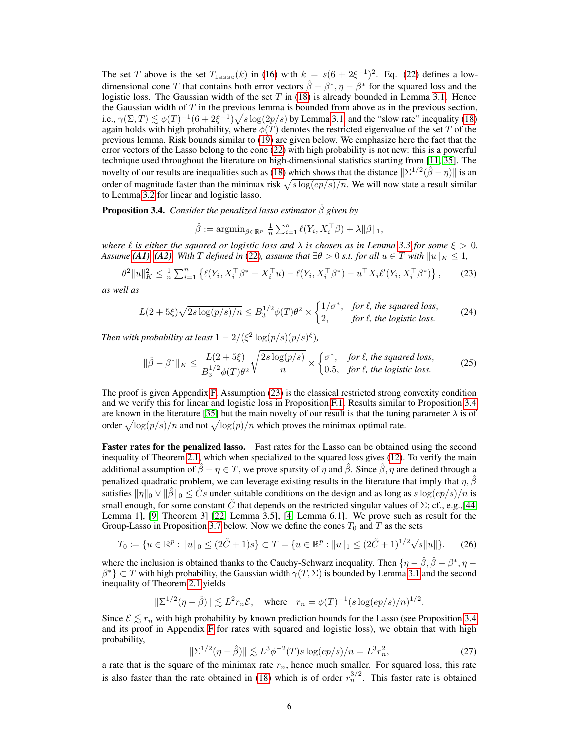The set $T$ above is the set $T_{\texttt{lasso}}(k)$ in (16) with $k = s(6 + 2\xi^{-1})^2$. Eq. (22) defines a low-dimensional cone $T$ that contains both error vectors $\hat\beta - \beta^*, \eta - \beta^*$ for the squared loss and the logistic loss. The Gaussian width of the set $T$ in (18) is already bounded in Lemma 3.1. Hence the Gaussian width of $T$ in the previous lemma is bounded from above as in the previous section, i.e., $\gamma(\Sigma, T) \lesssim \phi(T)^{-1}(6 + 2\xi^{-1})\sqrt{s\log(2p/s)}$ by Lemma 3.1, and the "slow rate" inequality (18) again holds with high probability, where $\phi(T)$ denotes the restricted eigenvalue of the set $T$ of the previous lemma. Risk bounds similar to (19) are given below. We emphasize here the fact that the error vectors of the Lasso belong to the cone (22) with high probability is not new: this is a powerful technique used throughout the literature on high-dimensional statistics starting from [11, 35]. The novelty of our results are inequalities such as (18) which shows that the distance $\|\Sigma^{1/2}(\hat\beta - \eta)\|$ is an order of magnitude faster than the minimax risk $\sqrt{s\log(ep/s)/n}$. We will now state a result similar to Lemma 3.2 for linear and logistic lasso.

**Proposition 3.4.** *Consider the penalized lasso estimator $\hat\beta$ given by*

$$\hat\beta := \operatorname{argmin}_{\beta\in\mathbb{R}^p} \ \tfrac{1}{n}\textstyle\sum_{i=1}^n \ell(Y_i, X_i^\top\beta) + \lambda\|\beta\|_1,$$

*where $\ell$ is either the squared or logistic loss and $\lambda$ is chosen as in Lemma 3.3 for some $\xi > 0$. Assume **(A1)**, **(A2)**. With $T$ defined in (22), assume that $\exists\theta > 0$ s.t. for all $u \in T$ with $\|u\|_K \le 1$,*

$$\theta^2\|u\|_K^2 \le \tfrac{1}{n}\textstyle\sum_{i=1}^n \left\{\ell(Y_i, X_i^\top\beta^* + X_i^\top u) - \ell(Y_i, X_i^\top\beta^*) - u^\top X_i \ell'(Y_i, X_i^\top\beta^*)\right\}, \tag{23}$$

*as well as*

$$L(2+5\xi)\sqrt{2s\log(p/s)/n} \le B_3^{1/2}\phi(T)\theta^2 \times \begin{cases} 1/\sigma^*, & \text{for } \ell\text{, the squared loss},\\ 2, & \text{for } \ell\text{, the logistic loss.}\end{cases} \tag{24}$$

*Then with probability at least $1 - 2/(\xi^2\log(p/s)(p/s)^\xi)$,*

$$\|\hat\beta - \beta^*\|_K \le \frac{L(2+5\xi)}{B_3^{1/2}\phi(T)\theta^2}\sqrt{\frac{2s\log(p/s)}{n}} \times \begin{cases}\sigma^*, & \text{for } \ell\text{, the squared loss},\\ 0.5, & \text{for } \ell\text{, the logistic loss.}\end{cases} \tag{25}$$

The proof is given Appendix F. Assumption (23) is the classical restricted strong convexity condition and we verify this for linear and logistic loss in Proposition F.1. Results similar to Proposition 3.4 are known in the literature [35] but the main novelty of our result is that the tuning parameter $\lambda$ is of order $\sqrt{\log(p/s)/n}$ and not $\sqrt{\log(p)/n}$ which proves the minimax optimal rate.

**Faster rates for the penalized lasso.** Fast rates for the Lasso can be obtained using the second inequality of Theorem 2.1, which when specialized to the squared loss gives (12). To verify the main additional assumption of $\hat\beta - \eta \in T$, we prove sparsity of $\eta$ and $\hat\beta$. Since $\hat\beta, \eta$ are defined through a penalized quadratic problem, we can leverage existing results in the literature that imply that $\eta, \hat\beta$ satisfies $\|\eta\|_0 \vee \|\hat\beta\|_0 \le \tilde{C}s$ under suitable conditions on the design and as long as $s\log(ep/s)/n$ is small enough, for some constant $\tilde{C}$ that depends on the restricted singular values of $\Sigma$; cf., e.g.,[44, Lemma 1], [9, Theorem 3] [22, Lemma 3.5], [4, Lemma 6.1]. We prove such as result for the Group-Lasso in Proposition 3.7 below. Now we define the cones $T_0$ and $T$ as the sets

$$T_0 \coloneqq \{u \in \mathbb{R}^p : \|u\|_0 \le (2\tilde{C}+1)s\} \subset T = \{u \in \mathbb{R}^p : \|u\|_1 \le (2\tilde{C}+1)^{1/2}\sqrt{s}\|u\|\}. \tag{26}$$

where the inclusion is obtained thanks to the Cauchy-Schwarz inequality. Then $\{\eta - \hat\beta, \hat\beta - \beta^*, \eta - \beta^*\} \subset T$ with high probability, the Gaussian width $\gamma(T, \Sigma)$ is bounded by Lemma 3.1 and the second inequality of Theorem 2.1 yields

$$\|\Sigma^{1/2}(\eta - \hat\beta)\| \lesssim L^2 r_n \mathcal{E}, \quad \text{where} \quad r_n = \phi(T)^{-1}(s\log(ep/s)/n)^{1/2}.$$

Since $\mathcal{E} \lesssim r_n$ with high probability by known prediction bounds for the Lasso (see Proposition 3.4 and its proof in Appendix F for rates with squared and logistic loss), we obtain that with high probability,

$$\|\Sigma^{1/2}(\eta - \hat\beta)\| \lesssim L^3\phi^{-2}(T)s\log(ep/s)/n = L^3 r_n^2, \tag{27}$$

a rate that is the square of the minimax rate $r_n$, hence much smaller. For squared loss, this rate is also faster than the rate obtained in (18) which is of order $r_n^{3/2}$. This faster rate is obtained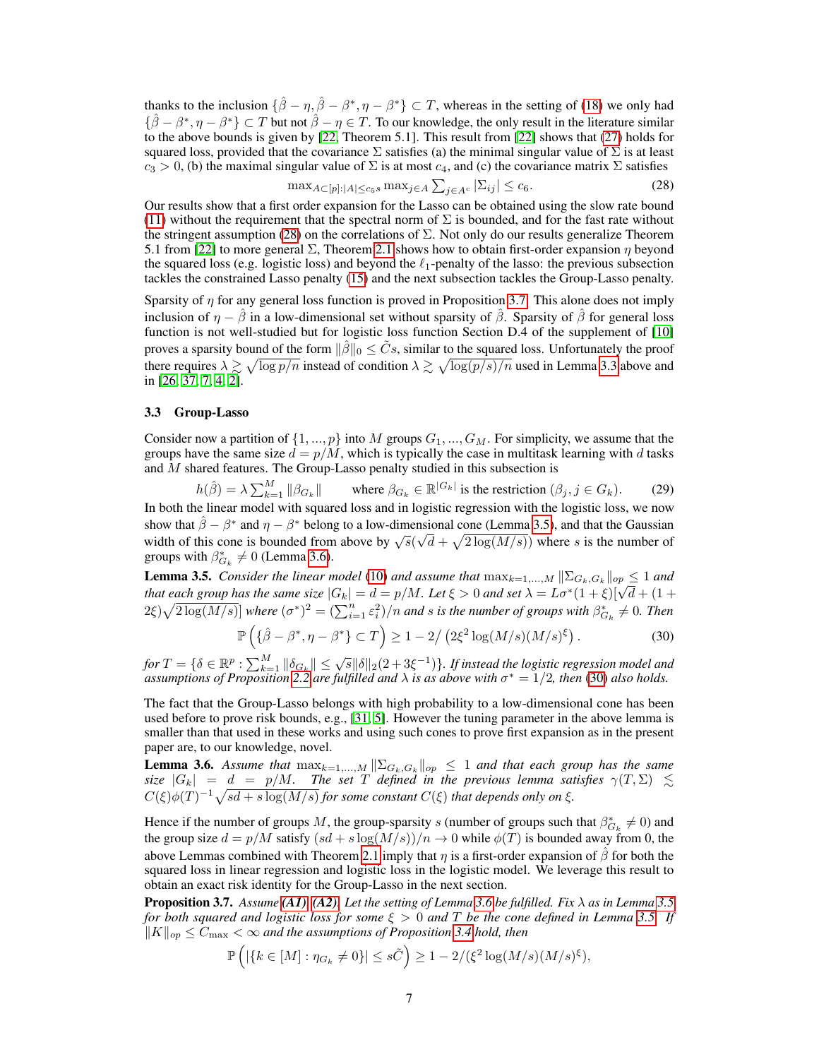thanks to the inclusion $\{\hat\beta-\eta, \hat\beta-\beta^*, \eta-\beta^*\}\subset T$, whereas in the setting of (18) we only had $\{\hat\beta-\beta^*, \eta-\beta^*\}\subset T$ but not $\hat\beta-\eta\in T$. To our knowledge, the only result in the literature similar to the above bounds is given by [22, Theorem 5.1]. This result from [22] shows that (27) holds for squared loss, provided that the covariance $\Sigma$ satisfies (a) the minimal singular value of $\Sigma$ is at least $c_3>0$, (b) the maximal singular value of $\Sigma$ is at most $c_4$, and (c) the covariance matrix $\Sigma$ satisfies

$$\max_{A\subset[p]:|A|\le c_5 s}\max_{j\in A}\sum_{j\in A^c}|\Sigma_{ij}|\le c_6. \tag{28}$$

Our results show that a first order expansion for the Lasso can be obtained using the slow rate bound (11) without the requirement that the spectral norm of $\Sigma$ is bounded, and for the fast rate without the stringent assumption (28) on the correlations of $\Sigma$. Not only do our results generalize Theorem 5.1 from [22] to more general $\Sigma$, Theorem 2.1 shows how to obtain first-order expansion $\eta$ beyond the squared loss (e.g. logistic loss) and beyond the $\ell_1$-penalty of the lasso: the previous subsection tackles the constrained Lasso penalty (15) and the next subsection tackles the Group-Lasso penalty.

Sparsity of $\eta$ for any general loss function is proved in Proposition 3.7. This alone does not imply inclusion of $\eta-\hat\beta$ in a low-dimensional set without sparsity of $\hat\beta$. Sparsity of $\hat\beta$ for general loss function is not well-studied but for logistic loss function Section D.4 of the supplement of [10] proves a sparsity bound of the form $\|\hat\beta\|_0\le\tilde C s$, similar to the squared loss. Unfortunately the proof there requires $\lambda\gtrsim\sqrt{\log p/n}$ instead of condition $\lambda\gtrsim\sqrt{\log(p/s)/n}$ used in Lemma 3.3 above and in [26, 37, 7, 4, 2].

### 3.3 Group-Lasso

Consider now a partition of $\{1,...,p\}$ into $M$ groups $G_1,...,G_M$. For simplicity, we assume that the groups have the same size $d=p/M$, which is typically the case in multitask learning with $d$ tasks and $M$ shared features. The Group-Lasso penalty studied in this subsection is

$$h(\hat\beta)=\lambda\sum_{k=1}^M\|\beta_{G_k}\|\qquad\text{where } \beta_{G_k}\in\mathbb{R}^{|G_k|}\text{ is the restriction }(\beta_j, j\in G_k). \tag{29}$$

In both the linear model with squared loss and in logistic regression with the logistic loss, we now show that $\hat\beta-\beta^*$ and $\eta-\beta^*$ belong to a low-dimensional cone (Lemma 3.5), and that the Gaussian width of this cone is bounded from above by $\sqrt{s}(\sqrt{d}+\sqrt{2\log(M/s)})$ where $s$ is the number of groups with $\beta^*_{G_k}\neq 0$ (Lemma 3.6).

**Lemma 3.5.** *Consider the linear model (10) and assume that $\max_{k=1,...,M}\|\Sigma_{G_k,G_k}\|_{op}\le 1$ and that each group has the same size $|G_k|=d=p/M$. Let $\xi>0$ and set $\lambda=L\sigma^*(1+\xi)[\sqrt{d}+(1+2\xi)\sqrt{2\log(M/s)}]$ where $(\sigma^*)^2=(\sum_{i=1}^n\varepsilon_i^2)/n$ and $s$ is the number of groups with $\beta^*_{G_k}\neq 0$. Then*

$$\mathbb{P}\left(\{\hat\beta-\beta^*,\eta-\beta^*\}\subset T\right)\ge 1-2/\left(2\xi^2\log(M/s)(M/s)^\xi\right). \tag{30}$$

*for $T=\{\delta\in\mathbb{R}^p:\sum_{k=1}^M\|\delta_{G_k}\|\le\sqrt{s}\|\delta\|_2(2+3\xi^{-1})\}$. If instead the logistic regression model and assumptions of Proposition 2.2 are fulfilled and $\lambda$ is as above with $\sigma^*=1/2$, then (30) also holds.*

The fact that the Group-Lasso belongs with high probability to a low-dimensional cone has been used before to prove risk bounds, e.g., [31, 5]. However the tuning parameter in the above lemma is smaller than that used in these works and using such cones to prove first expansion as in the present paper are, to our knowledge, novel.

**Lemma 3.6.** *Assume that $\max_{k=1,...,M}\|\Sigma_{G_k,G_k}\|_{op}\le 1$ and that each group has the same size $|G_k|=d=p/M$. The set $T$ defined in the previous lemma satisfies $\gamma(T,\Sigma)\lesssim C(\xi)\phi(T)^{-1}\sqrt{sd+s\log(M/s)}$ for some constant $C(\xi)$ that depends only on $\xi$.*

Hence if the number of groups $M$, the group-sparsity $s$ (number of groups such that $\beta^*_{G_k}\neq 0$) and the group size $d=p/M$ satisfy $(sd+s\log(M/s))/n\to 0$ while $\phi(T)$ is bounded away from 0, the above Lemmas combined with Theorem 2.1 imply that $\eta$ is a first-order expansion of $\hat\beta$ for both the squared loss in linear regression and logistic loss in the logistic model. We leverage this result to obtain an exact risk identity for the Group-Lasso in the next section.

**Proposition 3.7.** *Assume **(A1)**, **(A2)**. Let the setting of Lemma 3.6 be fulfilled. Fix $\lambda$ as in Lemma 3.5 for both squared and logistic loss for some $\xi>0$ and $T$ be the cone defined in Lemma 3.5. If $\|K\|_{op}\le C_{\max}<\infty$ and the assumptions of Proposition 3.4 hold, then*

$$\mathbb{P}\left(|\{k\in[M]:\eta_{G_k}\neq 0\}|\le s\tilde C\right)\ge 1-2/(\xi^2\log(M/s)(M/s)^\xi),$$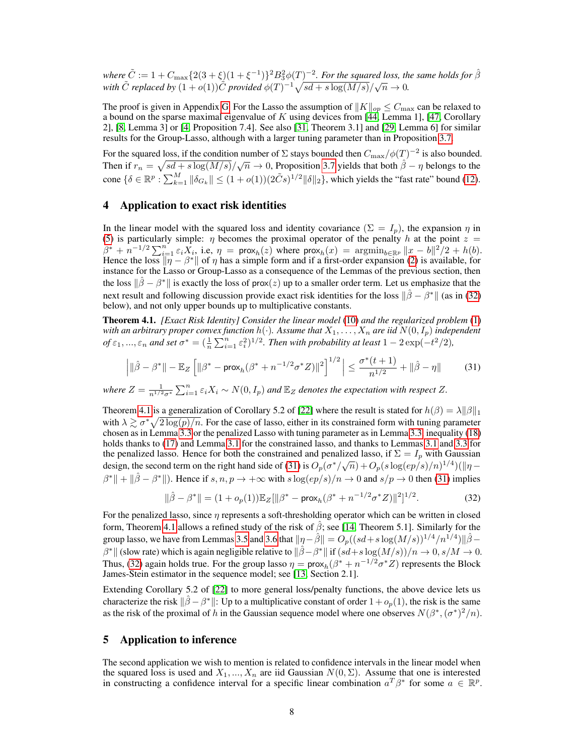*where $\tilde{C} := 1 + C_{\max}\{2(3+\xi)(1+\xi^{-1})\}^2 B_3^2 \phi(T)^{-2}$. For the squared loss, the same holds for $\hat{\beta}$ with $\tilde{C}$ replaced by $(1+o(1))\tilde{C}$ provided $\phi(T)^{-1}\sqrt{sd + s\log(M/s)}/\sqrt{n} \to 0$.*

The proof is given in Appendix G. For the Lasso the assumption of $\|K\|_{op} \le C_{\max}$ can be relaxed to a bound on the sparse maximal eigenvalue of $K$ using devices from [44, Lemma 1], [47, Corollary 2], [8, Lemma 3] or [4, Proposition 7.4]. See also [31, Theorem 3.1] and [29, Lemma 6] for similar results for the Group-Lasso, although with a larger tuning parameter than in Proposition 3.7.

For the squared loss, if the condition number of $\Sigma$ stays bounded then $C_{\max}/\phi(T)^{-2}$ is also bounded. Then if $r_n = \sqrt{sd + s\log(M/s)}/\sqrt{n} \to 0$, Proposition 3.7 yields that both $\hat{\beta} - \eta$ belongs to the cone $\{\delta \in \mathbb{R}^p : \sum_{k=1}^M \|\delta_{G_k}\| \le (1+o(1))(2\tilde{C}s)^{1/2}\|\delta\|_2\}$, which yields the "fast rate" bound (12).

## 4 Application to exact risk identities

In the linear model with the squared loss and identity covariance ($\Sigma = I_p$), the expansion $\eta$ in (5) is particularly simple: $\eta$ becomes the proximal operator of the penalty $h$ at the point $z = \beta^* + n^{-1/2}\sum_{i=1}^n \varepsilon_i X_i$, i.e, $\eta = \mathsf{prox}_h(z)$ where $\mathsf{prox}_h(x) = \mathrm{argmin}_{b\in\mathbb{R}^p} \|x - b\|^2/2 + h(b)$. Hence the loss $\|\eta - \beta^*\|$ of $\eta$ has a simple form and if a first-order expansion (2) is available, for instance for the Lasso or Group-Lasso as a consequence of the Lemmas of the previous section, then the loss $\|\hat{\beta} - \beta^*\|$ is exactly the loss of $\mathsf{prox}(z)$ up to a smaller order term. Let us emphasize that the next result and following discussion provide exact risk identities for the loss $\|\hat{\beta} - \beta^*\|$ (as in (32) below), and not only upper bounds up to multiplicative constants.

**Theorem 4.1.** *[Exact Risk Identity] Consider the linear model (10) and the regularized problem (1) with an arbitrary proper convex function $h(\cdot)$. Assume that $X_1, \ldots, X_n$ are iid $N(0, I_p)$ independent of $\varepsilon_1, ..., \varepsilon_n$ and set $\sigma^* = (\frac{1}{n}\sum_{i=1}^n \varepsilon_i^2)^{1/2}$. Then with probability at least $1 - 2\exp(-t^2/2)$,*

$$\left| \|\hat{\beta} - \beta^*\| - \mathbb{E}_Z\left[\|\beta^* - \mathsf{prox}_h(\beta^* + n^{-1/2}\sigma^* Z)\|^2\right]^{1/2} \right| \le \frac{\sigma^*(t+1)}{n^{1/2}} + \|\hat{\beta} - \eta\| \tag{31}$$

*where $Z = \frac{1}{n^{1/2}\sigma^*}\sum_{i=1}^n \varepsilon_i X_i \sim N(0, I_p)$ and $\mathbb{E}_Z$ denotes the expectation with respect $Z$.*

Theorem 4.1 is a generalization of Corollary 5.2 of [22] where the result is stated for $h(\beta) = \lambda\|\beta\|_1$ with $\lambda \gtrsim \sigma^*\sqrt{2\log(p)/n}$. For the case of lasso, either in its constrained form with tuning parameter chosen as in Lemma 3.3 or the penalized Lasso with tuning parameter as in Lemma 3.3, inequality (18) holds thanks to (17) and Lemma 3.1 for the constrained lasso, and thanks to Lemmas 3.1 and 3.3 for the penalized lasso. Hence for both the constrained and penalized lasso, if $\Sigma = I_p$ with Gaussian design, the second term on the right hand side of (31) is $O_p(\sigma^*/\sqrt{n}) + O_p(s\log(ep/s)/n)^{1/4})(\|\eta - \beta^*\| + \|\hat{\beta} - \beta^*\|)$. Hence if $s, n, p \to +\infty$ with $s\log(ep/s)/n \to 0$ and $s/p \to 0$ then (31) implies

$$\|\hat{\beta} - \beta^*\| = (1 + o_p(1))\mathbb{E}_Z[\|\beta^* - \mathsf{prox}_h(\beta^* + n^{-1/2}\sigma^* Z)\|^2]^{1/2}. \tag{32}$$

For the penalized lasso, since $\eta$ represents a soft-thresholding operator which can be written in closed form, Theorem 4.1 allows a refined study of the risk of $\hat{\beta}$; see [14, Theorem 5.1]. Similarly for the group lasso, we have from Lemmas 3.5 and 3.6 that $\|\eta - \hat{\beta}\| = O_p((sd + s\log(M/s))^{1/4}/n^{1/4})\|\hat{\beta} - \beta^*\|$ (slow rate) which is again negligible relative to $\|\hat{\beta} - \beta^*\|$ if $(sd + s\log(M/s))/n \to 0, s/M \to 0$. Thus, (32) again holds true. For the group lasso $\eta = \mathsf{prox}_h(\beta^* + n^{-1/2}\sigma^* Z)$ represents the Block James-Stein estimator in the sequence model; see [13, Section 2.1].

Extending Corollary 5.2 of [22] to more general loss/penalty functions, the above device lets us characterize the risk $\|\hat{\beta} - \beta^*\|$: Up to a multiplicative constant of order $1 + o_p(1)$, the risk is the same as the risk of the proximal of $h$ in the Gaussian sequence model where one observes $N(\beta^*, (\sigma^*)^2/n)$.

## 5 Application to inference

The second application we wish to mention is related to confidence intervals in the linear model when the squared loss is used and $X_1, ..., X_n$ are iid Gaussian $N(0, \Sigma)$. Assume that one is interested in constructing a confidence interval for a specific linear combination $a^T\beta^*$ for some $a \in \mathbb{R}^p$.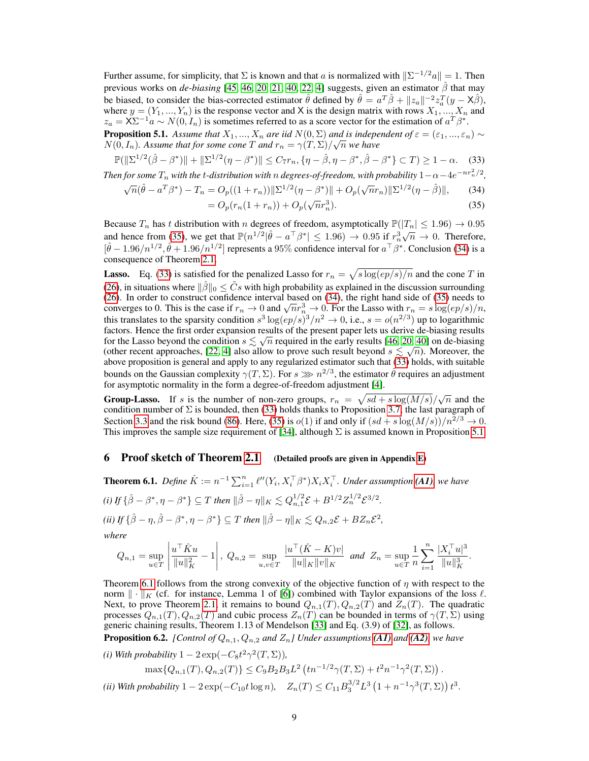Further assume, for simplicity, that $\Sigma$ is known and that $a$ is normalized with $\|\Sigma^{-1/2}a\| = 1$. Then previous works on *de-biasing* [45, 46, 20, 21, 40, 22, 4] suggests, given an estimator $\hat\beta$ that may be biased, to consider the bias-corrected estimator $\hat\theta$ defined by $\hat\theta = a^T\hat\beta + \|z_a\|^{-2}z_a^T(y - \mathsf{X}\hat\beta)$, where $y = (Y_1, ..., Y_n)$ is the response vector and $\mathsf{X}$ is the design matrix with rows $X_1, ..., X_n$ and $z_a = \mathsf{X}\Sigma^{-1}a \sim N(0, I_n)$ is sometimes referred to as a score vector for the estimation of $a^T\beta^*$.

**Proposition 5.1.** *Assume that $X_1, ..., X_n$ are iid $N(0, \Sigma)$ and is independent of $\varepsilon = (\varepsilon_1, ..., \varepsilon_n) \sim N(0, I_n)$. Assume that for some cone $T$ and $r_n = \gamma(T, \Sigma)/\sqrt{n}$ we have*

$$\mathbb{P}(\|\Sigma^{1/2}(\hat\beta - \beta^*)\| + \|\Sigma^{1/2}(\eta - \beta^*)\| \le C_7 r_n, \{\eta - \hat\beta, \eta - \beta^*, \hat\beta - \beta^*\} \subset T) \ge 1 - \alpha. \quad (33)$$

*Then for some $T_n$ with the $t$-distribution with $n$ degrees-of-freedom, with probability $1-\alpha-4e^{-nr_n^2/2}$,*

$$\sqrt{n}(\hat\theta - a^T\beta^*) - T_n = O_p((1 + r_n))\|\Sigma^{1/2}(\eta - \beta^*)\| + O_p(\sqrt{n}r_n)\|\Sigma^{1/2}(\eta - \hat\beta)\|, \quad (34)$$

$$= O_p(r_n(1 + r_n)) + O_p(\sqrt{n}r_n^3). \quad (35)$$

Because $T_n$ has $t$ distribution with $n$ degrees of freedom, asymptotically $\mathbb{P}(|T_n| \le 1.96) \to 0.95$ and hence from (35), we get that $\mathbb{P}(n^{1/2}|\hat\theta - a^\top\beta^*| \le 1.96) \to 0.95$ if $r_n^3\sqrt{n} \to 0$. Therefore, $[\hat\theta - 1.96/n^{1/2}, \hat\theta + 1.96/n^{1/2}]$ represents a 95% confidence interval for $a^\top\beta^*$. Conclusion (34) is a consequence of Theorem 2.1.

**Lasso.** Eq. (33) is satisfied for the penalized Lasso for $r_n = \sqrt{s\log(ep/s)/n}$ and the cone $T$ in (26), in situations where $\|\hat\beta\|_0 \le \tilde{C}s$ with high probability as explained in the discussion surrounding (26). In order to construct confidence interval based on (34), the right hand side of (35) needs to converges to 0. This is the case if $r_n \to 0$ and $\sqrt{n}r_n^3 \to 0$. For the Lasso with $r_n = s\log(ep/s)/n$, this translates to the sparsity condition $s^3\log(ep/s)^3/n^2 \to 0$, i.e., $s = o(n^{2/3})$ up to logarithmic factors. Hence the first order expansion results of the present paper lets us derive de-biasing results for the Lasso beyond the condition $s \lesssim \sqrt{n}$ required in the early results [46, 20, 40] on de-biasing (other recent approaches, [22, 4] also allow to prove such result beyond $s \lesssim \sqrt{n}$). Moreover, the above proposition is general and apply to any regularized estimator such that (33) holds, with suitable bounds on the Gaussian complexity $\gamma(T, \Sigma)$. For $s \gg n^{2/3}$, the estimator $\hat\theta$ requires an adjustment for asymptotic normality in the form a degree-of-freedom adjustment [4].

**Group-Lasso.** If $s$ is the number of non-zero groups, $r_n = \sqrt{sd + s\log(M/s)}/\sqrt{n}$ and the condition number of $\Sigma$ is bounded, then (33) holds thanks to Proposition 3.7, the last paragraph of Section 3.3 and the risk bound (86). Here, (35) is $o(1)$ if and only if $(sd + s\log(M/s))/n^{2/3} \to 0$. This improves the sample size requirement of [34], although $\Sigma$ is assumed known in Proposition 5.1.

## 6 Proof sketch of Theorem 2.1 (Detailed proofs are given in Appendix E)

**Theorem 6.1.** *Define $\hat K := n^{-1}\sum_{i=1}^n \ell''(Y_i, X_i^\top\beta^*)X_iX_i^\top$. Under assumption **(A1)**, we have*

*(i) If $\{\hat\beta - \beta^*, \eta - \beta^*\} \subseteq T$ then $\|\hat\beta - \eta\|_K \lesssim Q_{n,1}^{1/2}\mathcal{E} + B^{1/2}Z_n^{1/2}\mathcal{E}^{3/2}$.*

*(ii) If $\{\hat\beta - \eta, \hat\beta - \beta^*, \eta - \beta^*\} \subseteq T$ then $\|\hat\beta - \eta\|_K \lesssim Q_{n,2}\mathcal{E} + BZ_n\mathcal{E}^2$,*

*where*

$$Q_{n,1} = \sup_{u\in T}\left|\frac{u^\top\hat K u}{\|u\|_K^2} - 1\right|, \; Q_{n,2} = \sup_{u,v\in T}\frac{|u^\top(\hat K - K)v|}{\|u\|_K\|v\|_K} \;\text{ and }\; Z_n = \sup_{u\in T}\frac{1}{n}\sum_{i=1}^n\frac{|X_i^\top u|^3}{\|u\|_K^3}.$$

Theorem 6.1 follows from the strong convexity of the objective function of $\eta$ with respect to the norm $\|\cdot\|_K$ (cf. for instance, Lemma 1 of [6]) combined with Taylor expansions of the loss $\ell$. Next, to prove Theorem 2.1, it remains to bound $Q_{n,1}(T), Q_{n,2}(T)$ and $Z_n(T)$. The quadratic processes $Q_{n,1}(T), Q_{n,2}(T)$ and cubic process $Z_n(T)$ can be bounded in terms of $\gamma(T, \Sigma)$ using generic chaining results, Theorem 1.13 of Mendelson [33] and Eq. (3.9) of [32], as follows.

**Proposition 6.2.** *[Control of $Q_{n,1}, Q_{n,2}$ and $Z_n$] Under assumptions **(A1)** and **(A2)**, we have*

*(i) With probability $1 - 2\exp(-C_8t^2\gamma^2(T, \Sigma))$,*

$$\max\{Q_{n,1}(T), Q_{n,2}(T)\} \le C_9B_2B_3L^2\left(tn^{-1/2}\gamma(T, \Sigma) + t^2n^{-1}\gamma^2(T, \Sigma)\right).$$

*(ii) With probability $1 - 2\exp(-C_{10}t\log n)$,* $\quad Z_n(T) \le C_{11}B_3^{3/2}L^3\left(1 + n^{-1}\gamma^3(T, \Sigma)\right)t^3.$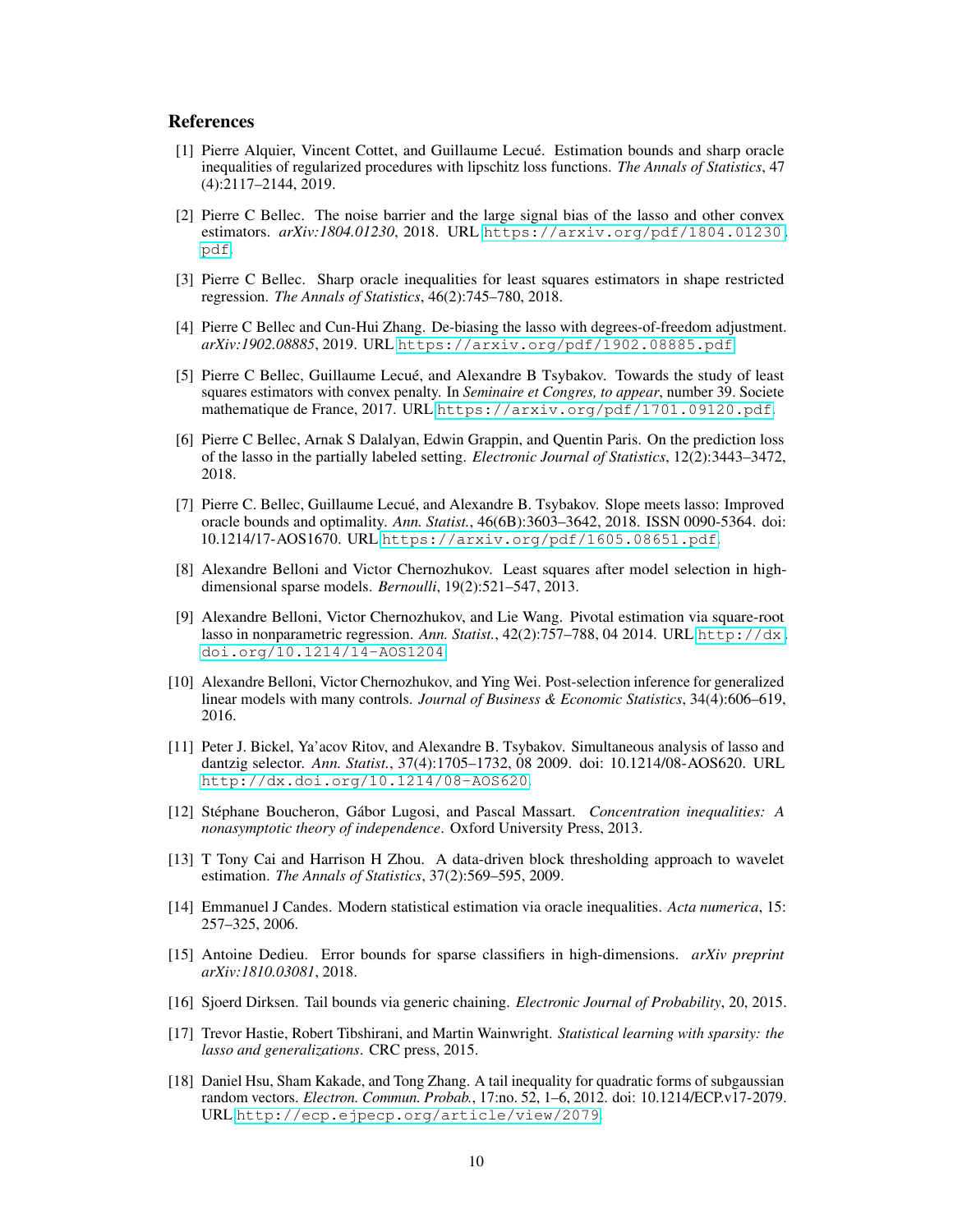## References

[1] Pierre Alquier, Vincent Cottet, and Guillaume Lecué. Estimation bounds and sharp oracle inequalities of regularized procedures with lipschitz loss functions. *The Annals of Statistics*, 47 (4):2117–2144, 2019.

[2] Pierre C Bellec. The noise barrier and the large signal bias of the lasso and other convex estimators. *arXiv:1804.01230*, 2018. URL https://arxiv.org/pdf/1804.01230.pdf.

[3] Pierre C Bellec. Sharp oracle inequalities for least squares estimators in shape restricted regression. *The Annals of Statistics*, 46(2):745–780, 2018.

[4] Pierre C Bellec and Cun-Hui Zhang. De-biasing the lasso with degrees-of-freedom adjustment. *arXiv:1902.08885*, 2019. URL https://arxiv.org/pdf/1902.08885.pdf.

[5] Pierre C Bellec, Guillaume Lecué, and Alexandre B Tsybakov. Towards the study of least squares estimators with convex penalty. In *Seminaire et Congres, to appear*, number 39. Societe mathematique de France, 2017. URL https://arxiv.org/pdf/1701.09120.pdf.

[6] Pierre C Bellec, Arnak S Dalalyan, Edwin Grappin, and Quentin Paris. On the prediction loss of the lasso in the partially labeled setting. *Electronic Journal of Statistics*, 12(2):3443–3472, 2018.

[7] Pierre C. Bellec, Guillaume Lecué, and Alexandre B. Tsybakov. Slope meets lasso: Improved oracle bounds and optimality. *Ann. Statist.*, 46(6B):3603–3642, 2018. ISSN 0090-5364. doi: 10.1214/17-AOS1670. URL https://arxiv.org/pdf/1605.08651.pdf.

[8] Alexandre Belloni and Victor Chernozhukov. Least squares after model selection in high-dimensional sparse models. *Bernoulli*, 19(2):521–547, 2013.

[9] Alexandre Belloni, Victor Chernozhukov, and Lie Wang. Pivotal estimation via square-root lasso in nonparametric regression. *Ann. Statist.*, 42(2):757–788, 04 2014. URL http://dx.doi.org/10.1214/14-AOS1204.

[10] Alexandre Belloni, Victor Chernozhukov, and Ying Wei. Post-selection inference for generalized linear models with many controls. *Journal of Business & Economic Statistics*, 34(4):606–619, 2016.

[11] Peter J. Bickel, Ya'acov Ritov, and Alexandre B. Tsybakov. Simultaneous analysis of lasso and dantzig selector. *Ann. Statist.*, 37(4):1705–1732, 08 2009. doi: 10.1214/08-AOS620. URL http://dx.doi.org/10.1214/08-AOS620.

[12] Stéphane Boucheron, Gábor Lugosi, and Pascal Massart. *Concentration inequalities: A nonasymptotic theory of independence*. Oxford University Press, 2013.

[13] T Tony Cai and Harrison H Zhou. A data-driven block thresholding approach to wavelet estimation. *The Annals of Statistics*, 37(2):569–595, 2009.

[14] Emmanuel J Candes. Modern statistical estimation via oracle inequalities. *Acta numerica*, 15: 257–325, 2006.

[15] Antoine Dedieu. Error bounds for sparse classifiers in high-dimensions. *arXiv preprint arXiv:1810.03081*, 2018.

[16] Sjoerd Dirksen. Tail bounds via generic chaining. *Electronic Journal of Probability*, 20, 2015.

[17] Trevor Hastie, Robert Tibshirani, and Martin Wainwright. *Statistical learning with sparsity: the lasso and generalizations*. CRC press, 2015.

[18] Daniel Hsu, Sham Kakade, and Tong Zhang. A tail inequality for quadratic forms of subgaussian random vectors. *Electron. Commun. Probab.*, 17:no. 52, 1–6, 2012. doi: 10.1214/ECP.v17-2079. URL http://ecp.ejpecp.org/article/view/2079.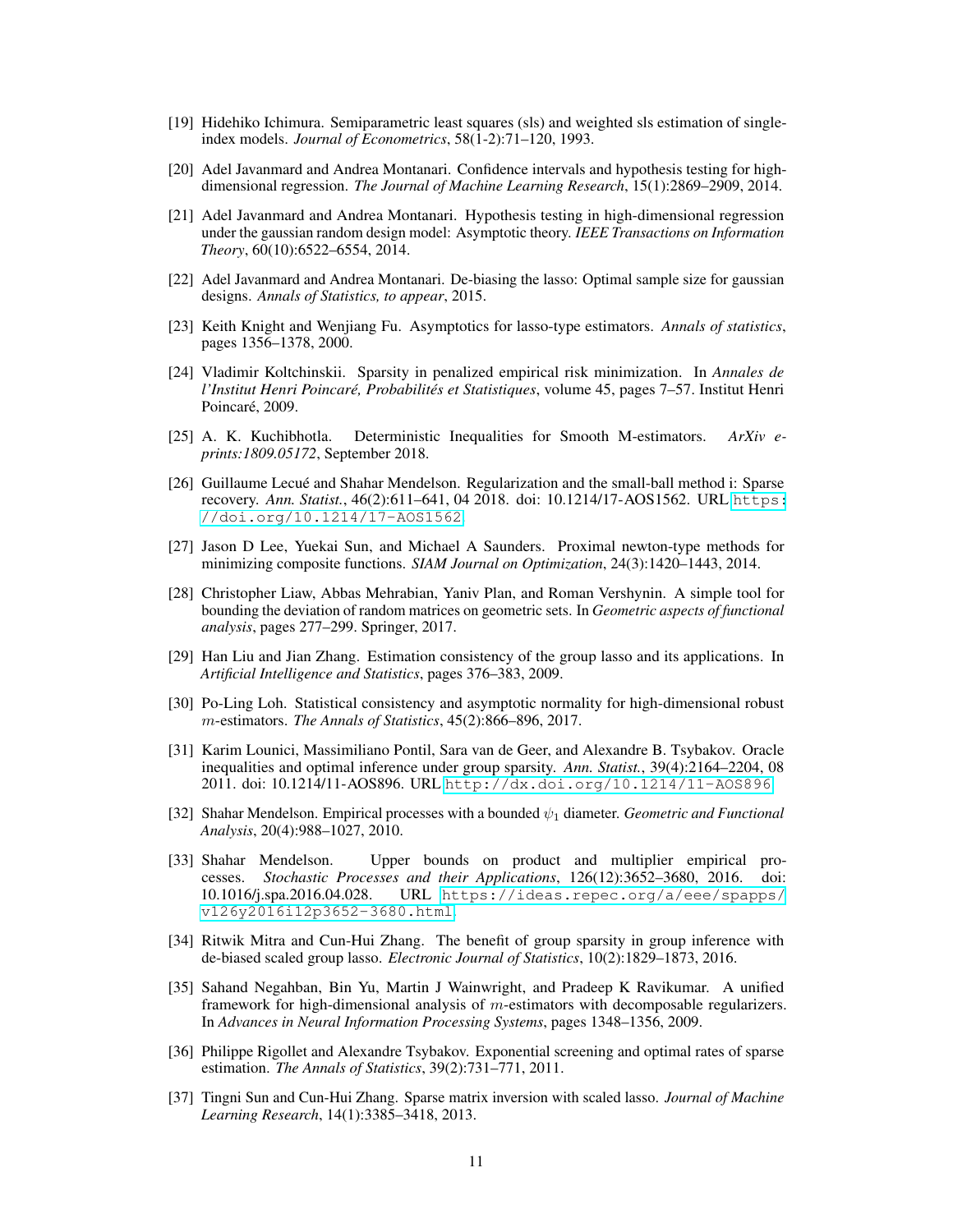[19] Hidehiko Ichimura. Semiparametric least squares (sls) and weighted sls estimation of single-index models. *Journal of Econometrics*, 58(1-2):71–120, 1993.

[20] Adel Javanmard and Andrea Montanari. Confidence intervals and hypothesis testing for high-dimensional regression. *The Journal of Machine Learning Research*, 15(1):2869–2909, 2014.

[21] Adel Javanmard and Andrea Montanari. Hypothesis testing in high-dimensional regression under the gaussian random design model: Asymptotic theory. *IEEE Transactions on Information Theory*, 60(10):6522–6554, 2014.

[22] Adel Javanmard and Andrea Montanari. De-biasing the lasso: Optimal sample size for gaussian designs. *Annals of Statistics, to appear*, 2015.

[23] Keith Knight and Wenjiang Fu. Asymptotics for lasso-type estimators. *Annals of statistics*, pages 1356–1378, 2000.

[24] Vladimir Koltchinskii. Sparsity in penalized empirical risk minimization. In *Annales de l'Institut Henri Poincaré, Probabilités et Statistiques*, volume 45, pages 7–57. Institut Henri Poincaré, 2009.

[25] A. K. Kuchibhotla. Deterministic Inequalities for Smooth M-estimators. *ArXiv e-prints:1809.05172*, September 2018.

[26] Guillaume Lecué and Shahar Mendelson. Regularization and the small-ball method i: Sparse recovery. *Ann. Statist.*, 46(2):611–641, 04 2018. doi: 10.1214/17-AOS1562. URL https://doi.org/10.1214/17-AOS1562.

[27] Jason D Lee, Yuekai Sun, and Michael A Saunders. Proximal newton-type methods for minimizing composite functions. *SIAM Journal on Optimization*, 24(3):1420–1443, 2014.

[28] Christopher Liaw, Abbas Mehrabian, Yaniv Plan, and Roman Vershynin. A simple tool for bounding the deviation of random matrices on geometric sets. In *Geometric aspects of functional analysis*, pages 277–299. Springer, 2017.

[29] Han Liu and Jian Zhang. Estimation consistency of the group lasso and its applications. In *Artificial Intelligence and Statistics*, pages 376–383, 2009.

[30] Po-Ling Loh. Statistical consistency and asymptotic normality for high-dimensional robust $m$-estimators. *The Annals of Statistics*, 45(2):866–896, 2017.

[31] Karim Lounici, Massimiliano Pontil, Sara van de Geer, and Alexandre B. Tsybakov. Oracle inequalities and optimal inference under group sparsity. *Ann. Statist.*, 39(4):2164–2204, 08 2011. doi: 10.1214/11-AOS896. URL http://dx.doi.org/10.1214/11-AOS896.

[32] Shahar Mendelson. Empirical processes with a bounded $\psi_1$ diameter. *Geometric and Functional Analysis*, 20(4):988–1027, 2010.

[33] Shahar Mendelson. Upper bounds on product and multiplier empirical processes. *Stochastic Processes and their Applications*, 126(12):3652–3680, 2016. doi: 10.1016/j.spa.2016.04.028. URL https://ideas.repec.org/a/eee/spapps/v126y2016i12p3652-3680.html.

[34] Ritwik Mitra and Cun-Hui Zhang. The benefit of group sparsity in group inference with de-biased scaled group lasso. *Electronic Journal of Statistics*, 10(2):1829–1873, 2016.

[35] Sahand Negahban, Bin Yu, Martin J Wainwright, and Pradeep K Ravikumar. A unified framework for high-dimensional analysis of $m$-estimators with decomposable regularizers. In *Advances in Neural Information Processing Systems*, pages 1348–1356, 2009.

[36] Philippe Rigollet and Alexandre Tsybakov. Exponential screening and optimal rates of sparse estimation. *The Annals of Statistics*, 39(2):731–771, 2011.

[37] Tingni Sun and Cun-Hui Zhang. Sparse matrix inversion with scaled lasso. *Journal of Machine Learning Research*, 14(1):3385–3418, 2013.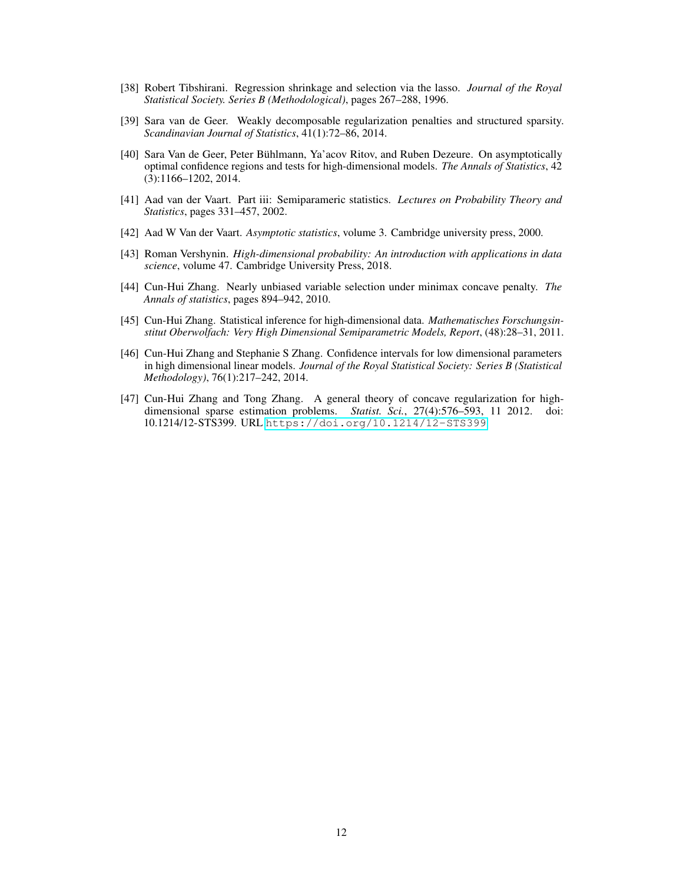[38] Robert Tibshirani. Regression shrinkage and selection via the lasso. *Journal of the Royal Statistical Society. Series B (Methodological)*, pages 267–288, 1996.

[39] Sara van de Geer. Weakly decomposable regularization penalties and structured sparsity. *Scandinavian Journal of Statistics*, 41(1):72–86, 2014.

[40] Sara Van de Geer, Peter Bühlmann, Ya'acov Ritov, and Ruben Dezeure. On asymptotically optimal confidence regions and tests for high-dimensional models. *The Annals of Statistics*, 42 (3):1166–1202, 2014.

[41] Aad van der Vaart. Part iii: Semiparameric statistics. *Lectures on Probability Theory and Statistics*, pages 331–457, 2002.

[42] Aad W Van der Vaart. *Asymptotic statistics*, volume 3. Cambridge university press, 2000.

[43] Roman Vershynin. *High-dimensional probability: An introduction with applications in data science*, volume 47. Cambridge University Press, 2018.

[44] Cun-Hui Zhang. Nearly unbiased variable selection under minimax concave penalty. *The Annals of statistics*, pages 894–942, 2010.

[45] Cun-Hui Zhang. Statistical inference for high-dimensional data. *Mathematisches Forschungsinstitut Oberwolfach: Very High Dimensional Semiparametric Models, Report*, (48):28–31, 2011.

[46] Cun-Hui Zhang and Stephanie S Zhang. Confidence intervals for low dimensional parameters in high dimensional linear models. *Journal of the Royal Statistical Society: Series B (Statistical Methodology)*, 76(1):217–242, 2014.

[47] Cun-Hui Zhang and Tong Zhang. A general theory of concave regularization for high-dimensional sparse estimation problems. *Statist. Sci.*, 27(4):576–593, 11 2012. doi: 10.1214/12-STS399. URL https://doi.org/10.1214/12-STS399